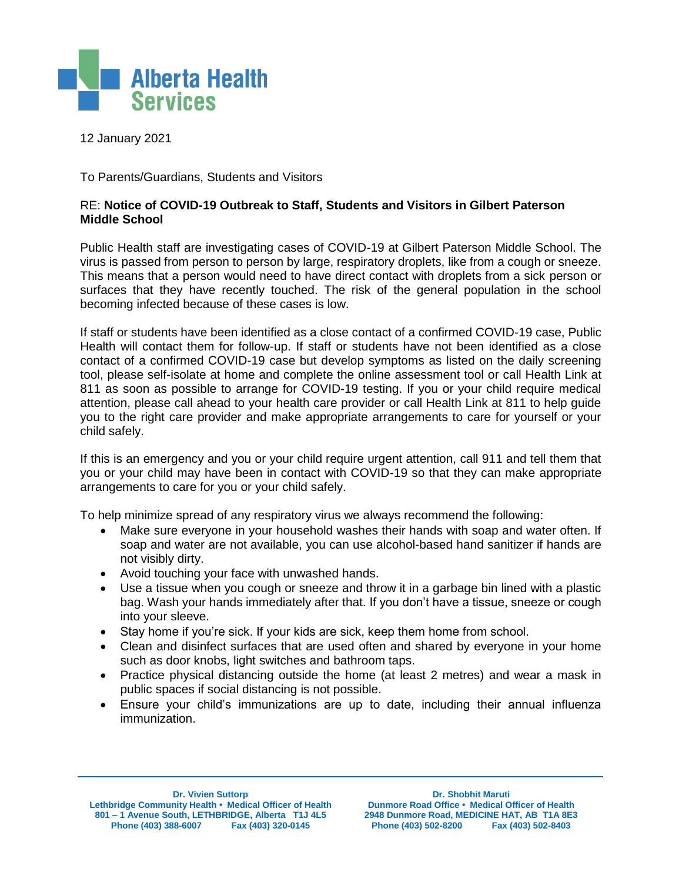Alberta Health Services

12 January 2021

To Parents/Guardians, Students and Visitors

RE: **Notice of COVID-19 Outbreak to Staff, Students and Visitors in Gilbert Paterson Middle School**

Public Health staff are investigating cases of COVID-19 at Gilbert Paterson Middle School. The virus is passed from person to person by large, respiratory droplets, like from a cough or sneeze. This means that a person would need to have direct contact with droplets from a sick person or surfaces that they have recently touched. The risk of the general population in the school becoming infected because of these cases is low.

If staff or students have been identified as a close contact of a confirmed COVID-19 case, Public Health will contact them for follow-up. If staff or students have not been identified as a close contact of a confirmed COVID-19 case but develop symptoms as listed on the daily screening tool, please self-isolate at home and complete the online assessment tool or call Health Link at 811 as soon as possible to arrange for COVID-19 testing. If you or your child require medical attention, please call ahead to your health care provider or call Health Link at 811 to help guide you to the right care provider and make appropriate arrangements to care for yourself or your child safely.

If this is an emergency and you or your child require urgent attention, call 911 and tell them that you or your child may have been in contact with COVID-19 so that they can make appropriate arrangements to care for you or your child safely.

To help minimize spread of any respiratory virus we always recommend the following:

- Make sure everyone in your household washes their hands with soap and water often. If soap and water are not available, you can use alcohol-based hand sanitizer if hands are not visibly dirty.
- Avoid touching your face with unwashed hands.
- Use a tissue when you cough or sneeze and throw it in a garbage bin lined with a plastic bag. Wash your hands immediately after that. If you don't have a tissue, sneeze or cough into your sleeve.
- Stay home if you're sick. If your kids are sick, keep them home from school.
- Clean and disinfect surfaces that are used often and shared by everyone in your home such as door knobs, light switches and bathroom taps.
- Practice physical distancing outside the home (at least 2 metres) and wear a mask in public spaces if social distancing is not possible.
- Ensure your child's immunizations are up to date, including their annual influenza immunization.

---

**Dr. Vivien Suttorp**
**Lethbridge Community Health • Medical Officer of Health**
**801 – 1 Avenue South, LETHBRIDGE, Alberta T1J 4L5**
**Phone (403) 388-6007 Fax (403) 320-0145**

**Dr. Shobhit Maruti**
**Dunmore Road Office • Medical Officer of Health**
**2948 Dunmore Road, MEDICINE HAT, AB T1A 8E3**
**Phone (403) 502-8200 Fax (403) 502-8403**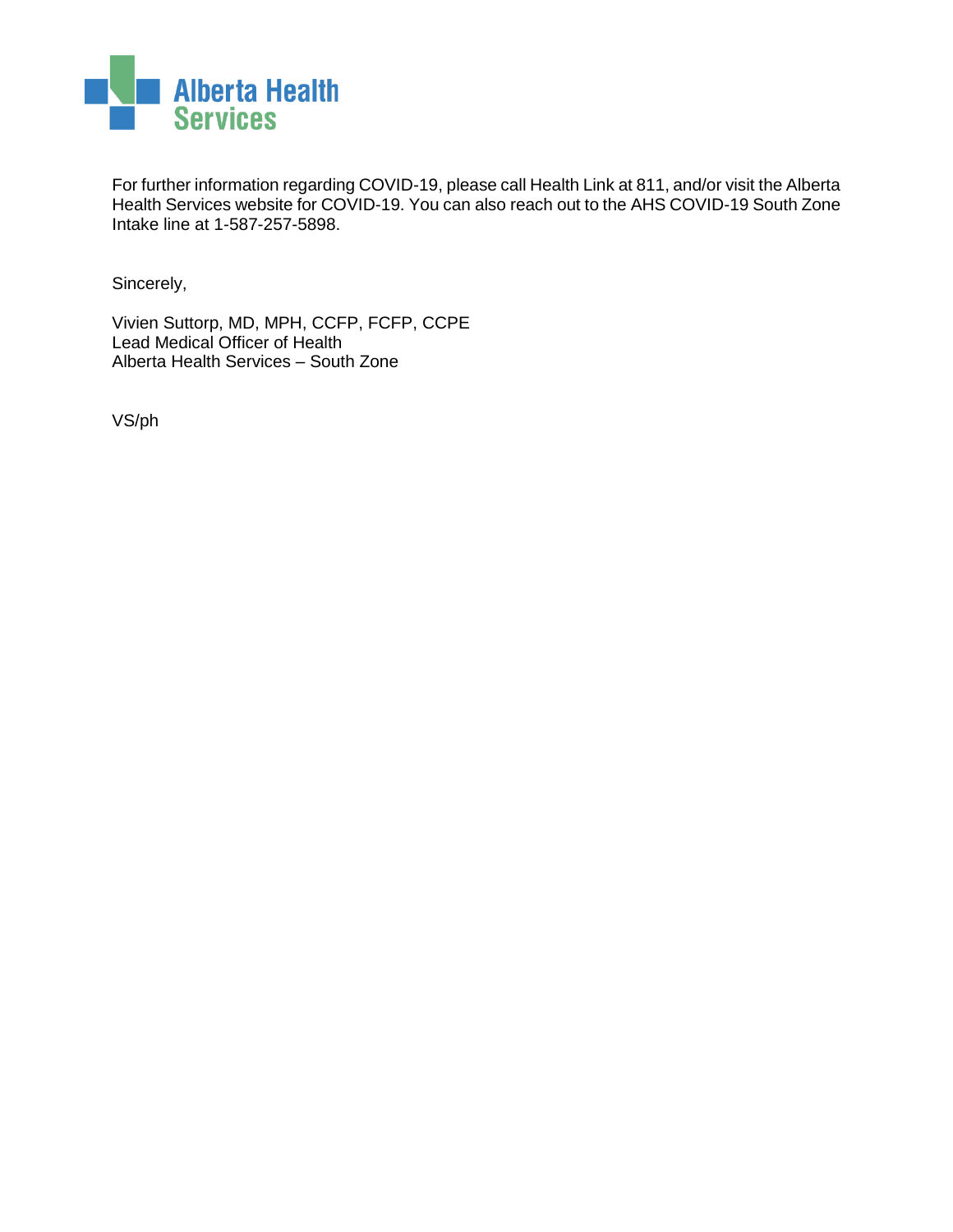For further information regarding COVID-19, please call Health Link at 811, and/or visit the Alberta Health Services website for COVID-19. You can also reach out to the AHS COVID-19 South Zone Intake line at 1-587-257-5898.

Sincerely,

Vivien Suttorp, MD, MPH, CCFP, FCFP, CCPE
Lead Medical Officer of Health
Alberta Health Services – South Zone

VS/ph